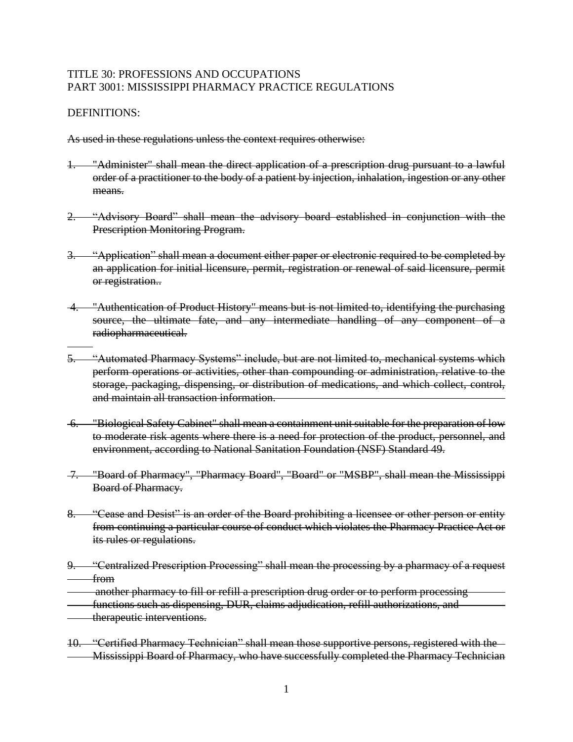TITLE 30: PROFESSIONS AND OCCUPATIONS
PART 3001: MISSISSIPPI PHARMACY PRACTICE REGULATIONS

DEFINITIONS:

~~As used in these regulations unless the context requires otherwise:~~

1. ~~"Administer" shall mean the direct application of a prescription drug pursuant to a lawful order of a practitioner to the body of a patient by injection, inhalation, ingestion or any other means.~~

2. ~~"Advisory Board" shall mean the advisory board established in conjunction with the Prescription Monitoring Program.~~

3. ~~"Application" shall mean a document either paper or electronic required to be completed by an application for initial licensure, permit, registration or renewal of said licensure, permit or registration..~~

4. ~~"Authentication of Product History" means but is not limited to, identifying the purchasing source, the ultimate fate, and any intermediate handling of any component of a radiopharmaceutical.~~

5. ~~"Automated Pharmacy Systems" include, but are not limited to, mechanical systems which perform operations or activities, other than compounding or administration, relative to the storage, packaging, dispensing, or distribution of medications, and which collect, control, and maintain all transaction information.~~

6. ~~"Biological Safety Cabinet" shall mean a containment unit suitable for the preparation of low to moderate risk agents where there is a need for protection of the product, personnel, and environment, according to National Sanitation Foundation (NSF) Standard 49.~~

7. ~~"Board of Pharmacy", "Pharmacy Board", "Board" or "MSBP", shall mean the Mississippi Board of Pharmacy.~~

8. ~~"Cease and Desist" is an order of the Board prohibiting a licensee or other person or entity from continuing a particular course of conduct which violates the Pharmacy Practice Act or its rules or regulations.~~

9. ~~"Centralized Prescription Processing" shall mean the processing by a pharmacy of a request from another pharmacy to fill or refill a prescription drug order or to perform processing functions such as dispensing, DUR, claims adjudication, refill authorizations, and therapeutic interventions.~~

10. ~~"Certified Pharmacy Technician" shall mean those supportive persons, registered with the Mississippi Board of Pharmacy, who have successfully completed the Pharmacy Technician~~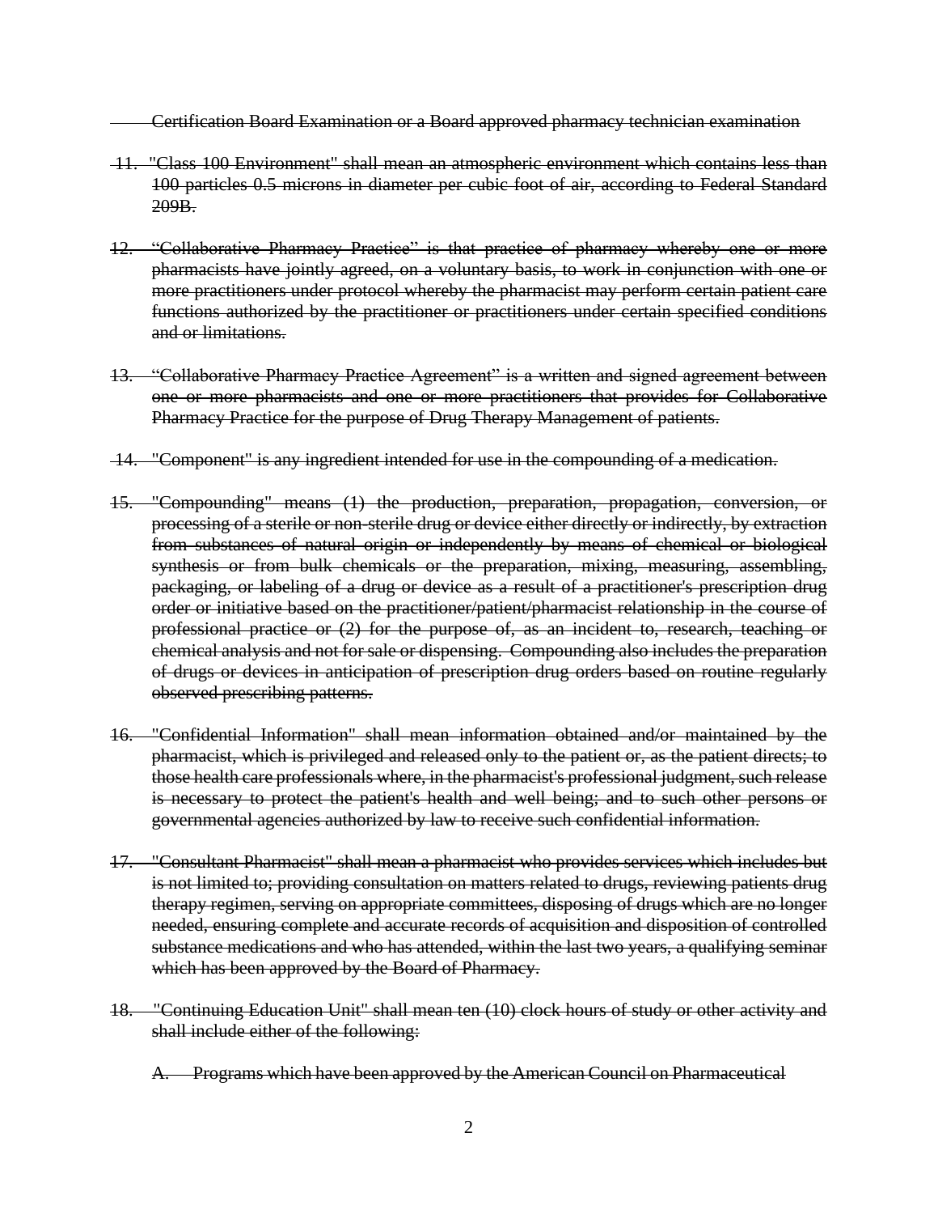~~Certification Board Examination or a Board approved pharmacy technician examination~~

~~11. "Class 100 Environment" shall mean an atmospheric environment which contains less than 100 particles 0.5 microns in diameter per cubic foot of air, according to Federal Standard 209B.~~

~~12. "Collaborative Pharmacy Practice" is that practice of pharmacy whereby one or more pharmacists have jointly agreed, on a voluntary basis, to work in conjunction with one or more practitioners under protocol whereby the pharmacist may perform certain patient care functions authorized by the practitioner or practitioners under certain specified conditions and or limitations.~~

~~13. "Collaborative Pharmacy Practice Agreement" is a written and signed agreement between one or more pharmacists and one or more practitioners that provides for Collaborative Pharmacy Practice for the purpose of Drug Therapy Management of patients.~~

~~14. "Component" is any ingredient intended for use in the compounding of a medication.~~

~~15. "Compounding" means (1) the production, preparation, propagation, conversion, or processing of a sterile or non-sterile drug or device either directly or indirectly, by extraction from substances of natural origin or independently by means of chemical or biological synthesis or from bulk chemicals or the preparation, mixing, measuring, assembling, packaging, or labeling of a drug or device as a result of a practitioner's prescription drug order or initiative based on the practitioner/patient/pharmacist relationship in the course of professional practice or (2) for the purpose of, as an incident to, research, teaching or chemical analysis and not for sale or dispensing. Compounding also includes the preparation of drugs or devices in anticipation of prescription drug orders based on routine regularly observed prescribing patterns.~~

~~16. "Confidential Information" shall mean information obtained and/or maintained by the pharmacist, which is privileged and released only to the patient or, as the patient directs; to those health care professionals where, in the pharmacist's professional judgment, such release is necessary to protect the patient's health and well being; and to such other persons or governmental agencies authorized by law to receive such confidential information.~~

~~17. "Consultant Pharmacist" shall mean a pharmacist who provides services which includes but is not limited to; providing consultation on matters related to drugs, reviewing patients drug therapy regimen, serving on appropriate committees, disposing of drugs which are no longer needed, ensuring complete and accurate records of acquisition and disposition of controlled substance medications and who has attended, within the last two years, a qualifying seminar which has been approved by the Board of Pharmacy.~~

~~18. "Continuing Education Unit" shall mean ten (10) clock hours of study or other activity and shall include either of the following:~~

~~A. Programs which have been approved by the American Council on Pharmaceutical~~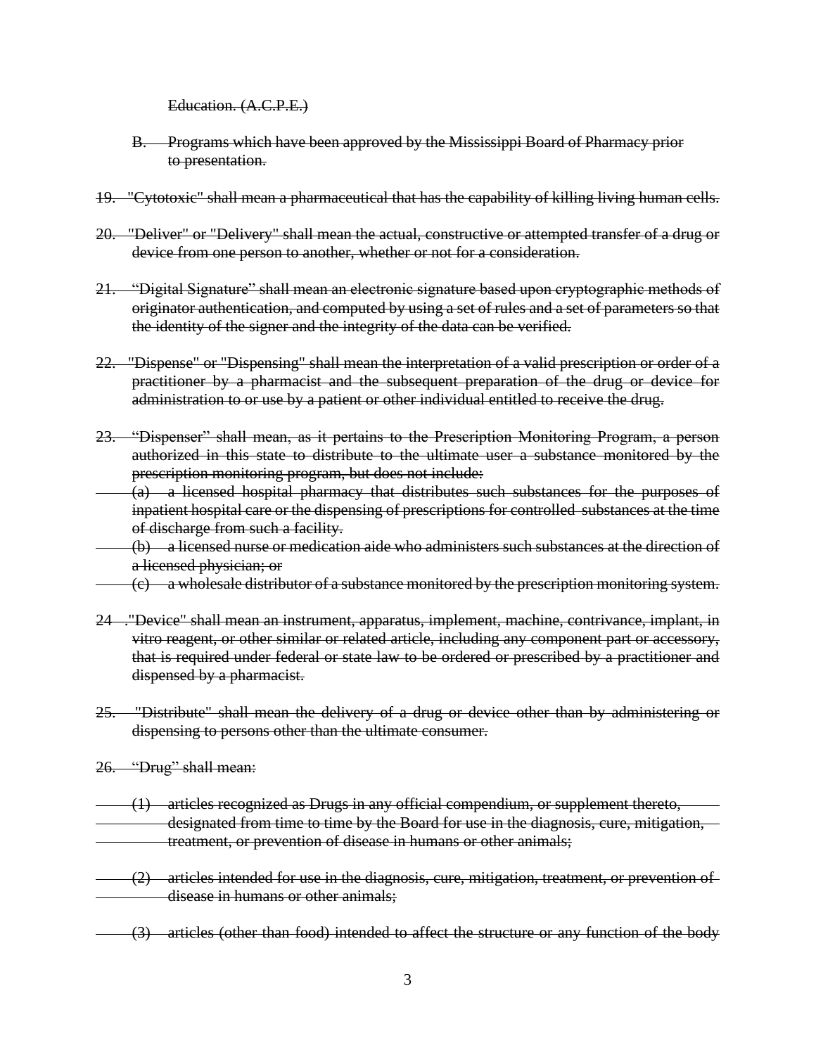~~Education. (A.C.P.E.)~~

~~B. Programs which have been approved by the Mississippi Board of Pharmacy prior to presentation.~~

~~19. "Cytotoxic" shall mean a pharmaceutical that has the capability of killing living human cells.~~

~~20. "Deliver" or "Delivery" shall mean the actual, constructive or attempted transfer of a drug or device from one person to another, whether or not for a consideration.~~

~~21. "Digital Signature" shall mean an electronic signature based upon cryptographic methods of originator authentication, and computed by using a set of rules and a set of parameters so that the identity of the signer and the integrity of the data can be verified.~~

~~22. "Dispense" or "Dispensing" shall mean the interpretation of a valid prescription or order of a practitioner by a pharmacist and the subsequent preparation of the drug or device for administration to or use by a patient or other individual entitled to receive the drug.~~

~~23. "Dispenser" shall mean, as it pertains to the Prescription Monitoring Program, a person authorized in this state to distribute to the ultimate user a substance monitored by the prescription monitoring program, but does not include:~~

~~(a) a licensed hospital pharmacy that distributes such substances for the purposes of inpatient hospital care or the dispensing of prescriptions for controlled substances at the time of discharge from such a facility.~~

~~(b) a licensed nurse or medication aide who administers such substances at the direction of a licensed physician; or~~

~~(c) a wholesale distributor of a substance monitored by the prescription monitoring system.~~

~~24 ."Device" shall mean an instrument, apparatus, implement, machine, contrivance, implant, in vitro reagent, or other similar or related article, including any component part or accessory, that is required under federal or state law to be ordered or prescribed by a practitioner and dispensed by a pharmacist.~~

~~25. "Distribute" shall mean the delivery of a drug or device other than by administering or dispensing to persons other than the ultimate consumer.~~

~~26. "Drug" shall mean:~~

~~(1) articles recognized as Drugs in any official compendium, or supplement thereto, designated from time to time by the Board for use in the diagnosis, cure, mitigation, treatment, or prevention of disease in humans or other animals;~~

~~(2) articles intended for use in the diagnosis, cure, mitigation, treatment, or prevention of disease in humans or other animals;~~

~~(3) articles (other than food) intended to affect the structure or any function of the body~~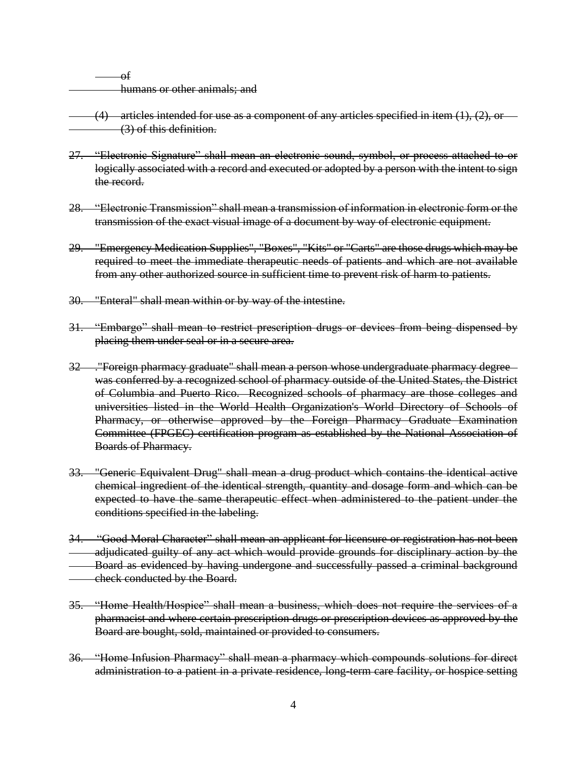~~of~~
~~humans or other animals; and~~

~~(4) articles intended for use as a component of any articles specified in item (1), (2), or (3) of this definition.~~

~~27. "Electronic Signature" shall mean an electronic sound, symbol, or process attached to or logically associated with a record and executed or adopted by a person with the intent to sign the record.~~

~~28. "Electronic Transmission" shall mean a transmission of information in electronic form or the transmission of the exact visual image of a document by way of electronic equipment.~~

~~29. "Emergency Medication Supplies", "Boxes", "Kits" or "Carts" are those drugs which may be required to meet the immediate therapeutic needs of patients and which are not available from any other authorized source in sufficient time to prevent risk of harm to patients.~~

~~30. "Enteral" shall mean within or by way of the intestine.~~

~~31. "Embargo" shall mean to restrict prescription drugs or devices from being dispensed by placing them under seal or in a secure area.~~

~~32 ."Foreign pharmacy graduate" shall mean a person whose undergraduate pharmacy degree was conferred by a recognized school of pharmacy outside of the United States, the District of Columbia and Puerto Rico. Recognized schools of pharmacy are those colleges and universities listed in the World Health Organization's World Directory of Schools of Pharmacy, or otherwise approved by the Foreign Pharmacy Graduate Examination Committee (FPGEC) certification program as established by the National Association of Boards of Pharmacy.~~

~~33. "Generic Equivalent Drug" shall mean a drug product which contains the identical active chemical ingredient of the identical strength, quantity and dosage form and which can be expected to have the same therapeutic effect when administered to the patient under the conditions specified in the labeling.~~

~~34. "Good Moral Character" shall mean an applicant for licensure or registration has not been adjudicated guilty of any act which would provide grounds for disciplinary action by the Board as evidenced by having undergone and successfully passed a criminal background check conducted by the Board.~~

~~35. "Home Health/Hospice" shall mean a business, which does not require the services of a pharmacist and where certain prescription drugs or prescription devices as approved by the Board are bought, sold, maintained or provided to consumers.~~

~~36. "Home Infusion Pharmacy" shall mean a pharmacy which compounds solutions for direct administration to a patient in a private residence, long-term care facility, or hospice setting~~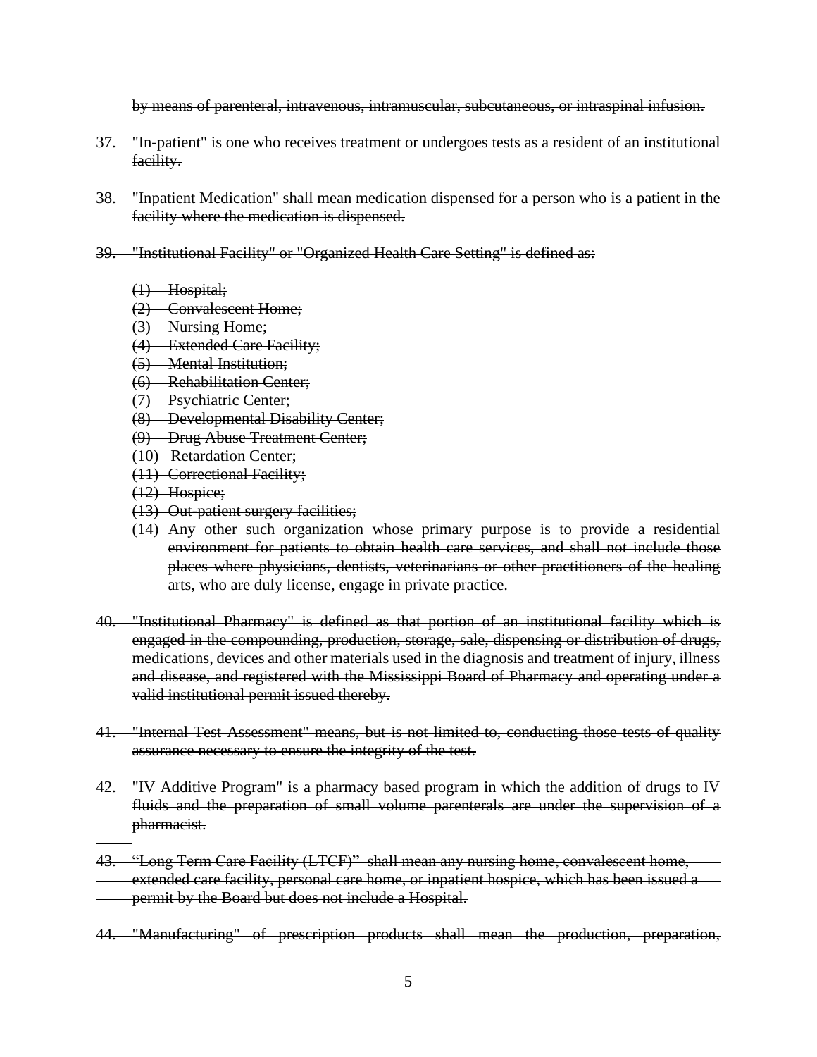~~by means of parenteral, intravenous, intramuscular, subcutaneous, or intraspinal infusion.~~

37. ~~"In-patient" is one who receives treatment or undergoes tests as a resident of an institutional facility.~~

38. ~~"Inpatient Medication" shall mean medication dispensed for a person who is a patient in the facility where the medication is dispensed.~~

39. ~~"Institutional Facility" or "Organized Health Care Setting" is defined as:~~

    ~~(1) Hospital;~~
    ~~(2) Convalescent Home;~~
    ~~(3) Nursing Home;~~
    ~~(4) Extended Care Facility;~~
    ~~(5) Mental Institution;~~
    ~~(6) Rehabilitation Center;~~
    ~~(7) Psychiatric Center;~~
    ~~(8) Developmental Disability Center;~~
    ~~(9) Drug Abuse Treatment Center;~~
    ~~(10) Retardation Center;~~
    ~~(11) Correctional Facility;~~
    ~~(12) Hospice;~~
    ~~(13) Out-patient surgery facilities;~~
    ~~(14) Any other such organization whose primary purpose is to provide a residential environment for patients to obtain health care services, and shall not include those places where physicians, dentists, veterinarians or other practitioners of the healing arts, who are duly license, engage in private practice.~~

40. ~~"Institutional Pharmacy" is defined as that portion of an institutional facility which is engaged in the compounding, production, storage, sale, dispensing or distribution of drugs, medications, devices and other materials used in the diagnosis and treatment of injury, illness and disease, and registered with the Mississippi Board of Pharmacy and operating under a valid institutional permit issued thereby.~~

41. ~~"Internal Test Assessment" means, but is not limited to, conducting those tests of quality assurance necessary to ensure the integrity of the test.~~

42. ~~"IV Additive Program" is a pharmacy based program in which the addition of drugs to IV fluids and the preparation of small volume parenterals are under the supervision of a pharmacist.~~

43. ~~"Long Term Care Facility (LTCF)" shall mean any nursing home, convalescent home, extended care facility, personal care home, or inpatient hospice, which has been issued a permit by the Board but does not include a Hospital.~~

44. ~~"Manufacturing" of prescription products shall mean the production, preparation,~~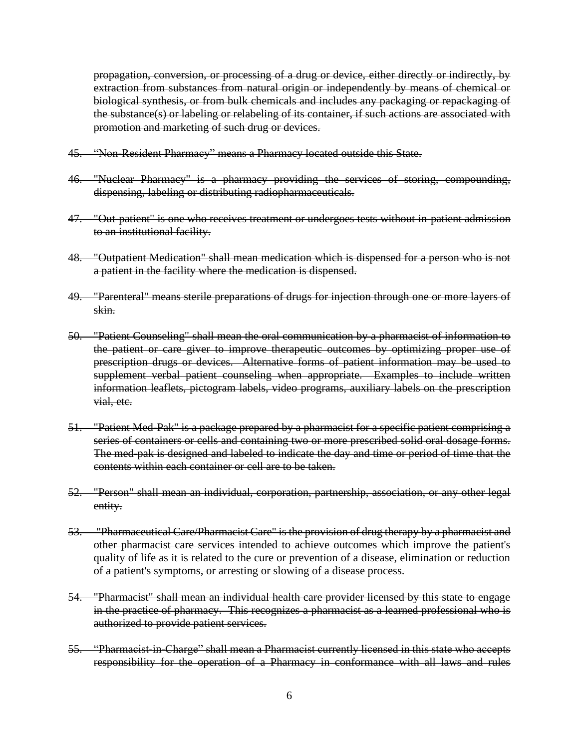~~propagation, conversion, or processing of a drug or device, either directly or indirectly, by extraction from substances from natural origin or independently by means of chemical or biological synthesis, or from bulk chemicals and includes any packaging or repackaging of the substance(s) or labeling or relabeling of its container, if such actions are associated with promotion and marketing of such drug or devices.~~

45. ~~"Non-Resident Pharmacy" means a Pharmacy located outside this State.~~

46. ~~"Nuclear Pharmacy" is a pharmacy providing the services of storing, compounding, dispensing, labeling or distributing radiopharmaceuticals.~~

47. ~~"Out-patient" is one who receives treatment or undergoes tests without in-patient admission to an institutional facility.~~

48. ~~"Outpatient Medication" shall mean medication which is dispensed for a person who is not a patient in the facility where the medication is dispensed.~~

49. ~~"Parenteral" means sterile preparations of drugs for injection through one or more layers of skin.~~

50. ~~"Patient Counseling" shall mean the oral communication by a pharmacist of information to the patient or care giver to improve therapeutic outcomes by optimizing proper use of prescription drugs or devices. Alternative forms of patient information may be used to supplement verbal patient counseling when appropriate. Examples to include written information leaflets, pictogram labels, video programs, auxiliary labels on the prescription vial, etc.~~

51. ~~"Patient Med-Pak" is a package prepared by a pharmacist for a specific patient comprising a series of containers or cells and containing two or more prescribed solid oral dosage forms. The med-pak is designed and labeled to indicate the day and time or period of time that the contents within each container or cell are to be taken.~~

52. ~~"Person" shall mean an individual, corporation, partnership, association, or any other legal entity.~~

53. ~~"Pharmaceutical Care/Pharmacist Care" is the provision of drug therapy by a pharmacist and other pharmacist care services intended to achieve outcomes which improve the patient's quality of life as it is related to the cure or prevention of a disease, elimination or reduction of a patient's symptoms, or arresting or slowing of a disease process.~~

54. ~~"Pharmacist" shall mean an individual health care provider licensed by this state to engage in the practice of pharmacy. This recognizes a pharmacist as a learned professional who is authorized to provide patient services.~~

55. ~~"Pharmacist-in-Charge" shall mean a Pharmacist currently licensed in this state who accepts responsibility for the operation of a Pharmacy in conformance with all laws and rules~~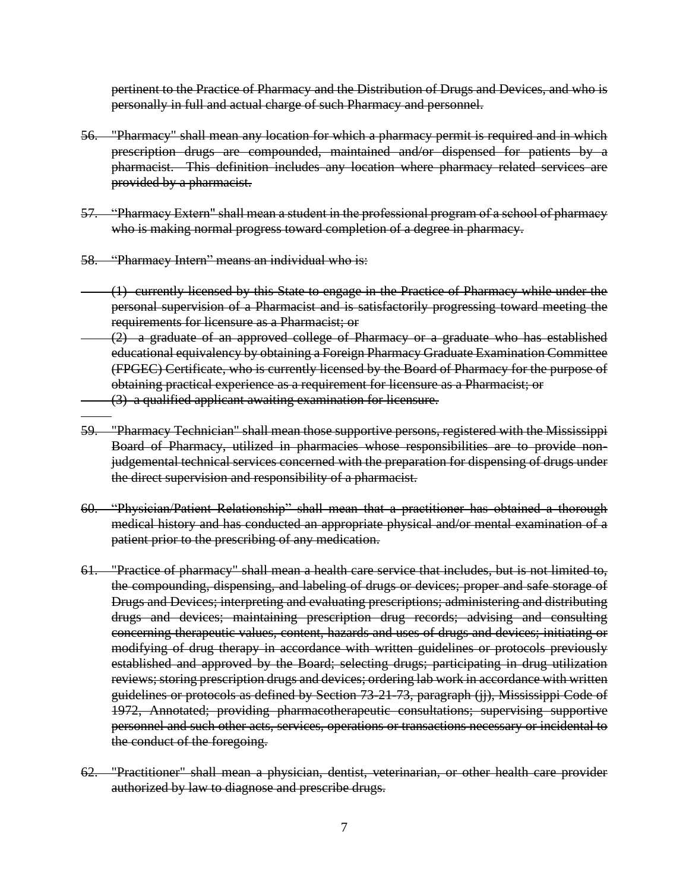~~pertinent to the Practice of Pharmacy and the Distribution of Drugs and Devices, and who is personally in full and actual charge of such Pharmacy and personnel.~~

56. ~~"Pharmacy" shall mean any location for which a pharmacy permit is required and in which prescription drugs are compounded, maintained and/or dispensed for patients by a pharmacist. This definition includes any location where pharmacy related services are provided by a pharmacist.~~

57. ~~"Pharmacy Extern" shall mean a student in the professional program of a school of pharmacy who is making normal progress toward completion of a degree in pharmacy.~~

58. ~~"Pharmacy Intern" means an individual who is:~~

    ~~(1) currently licensed by this State to engage in the Practice of Pharmacy while under the personal supervision of a Pharmacist and is satisfactorily progressing toward meeting the requirements for licensure as a Pharmacist; or~~

    ~~(2) a graduate of an approved college of Pharmacy or a graduate who has established educational equivalency by obtaining a Foreign Pharmacy Graduate Examination Committee (FPGEC) Certificate, who is currently licensed by the Board of Pharmacy for the purpose of obtaining practical experience as a requirement for licensure as a Pharmacist; or~~

    ~~(3) a qualified applicant awaiting examination for licensure.~~

59. ~~"Pharmacy Technician" shall mean those supportive persons, registered with the Mississippi Board of Pharmacy, utilized in pharmacies whose responsibilities are to provide non-judgemental technical services concerned with the preparation for dispensing of drugs under the direct supervision and responsibility of a pharmacist.~~

60. ~~"Physician/Patient Relationship" shall mean that a practitioner has obtained a thorough medical history and has conducted an appropriate physical and/or mental examination of a patient prior to the prescribing of any medication.~~

61. ~~"Practice of pharmacy" shall mean a health care service that includes, but is not limited to, the compounding, dispensing, and labeling of drugs or devices; proper and safe storage of Drugs and Devices; interpreting and evaluating prescriptions; administering and distributing drugs and devices; maintaining prescription drug records; advising and consulting concerning therapeutic values, content, hazards and uses of drugs and devices; initiating or modifying of drug therapy in accordance with written guidelines or protocols previously established and approved by the Board; selecting drugs; participating in drug utilization reviews; storing prescription drugs and devices; ordering lab work in accordance with written guidelines or protocols as defined by Section 73-21-73, paragraph (jj), Mississippi Code of 1972, Annotated; providing pharmacotherapeutic consultations; supervising supportive personnel and such other acts, services, operations or transactions necessary or incidental to the conduct of the foregoing.~~

62. ~~"Practitioner" shall mean a physician, dentist, veterinarian, or other health care provider authorized by law to diagnose and prescribe drugs.~~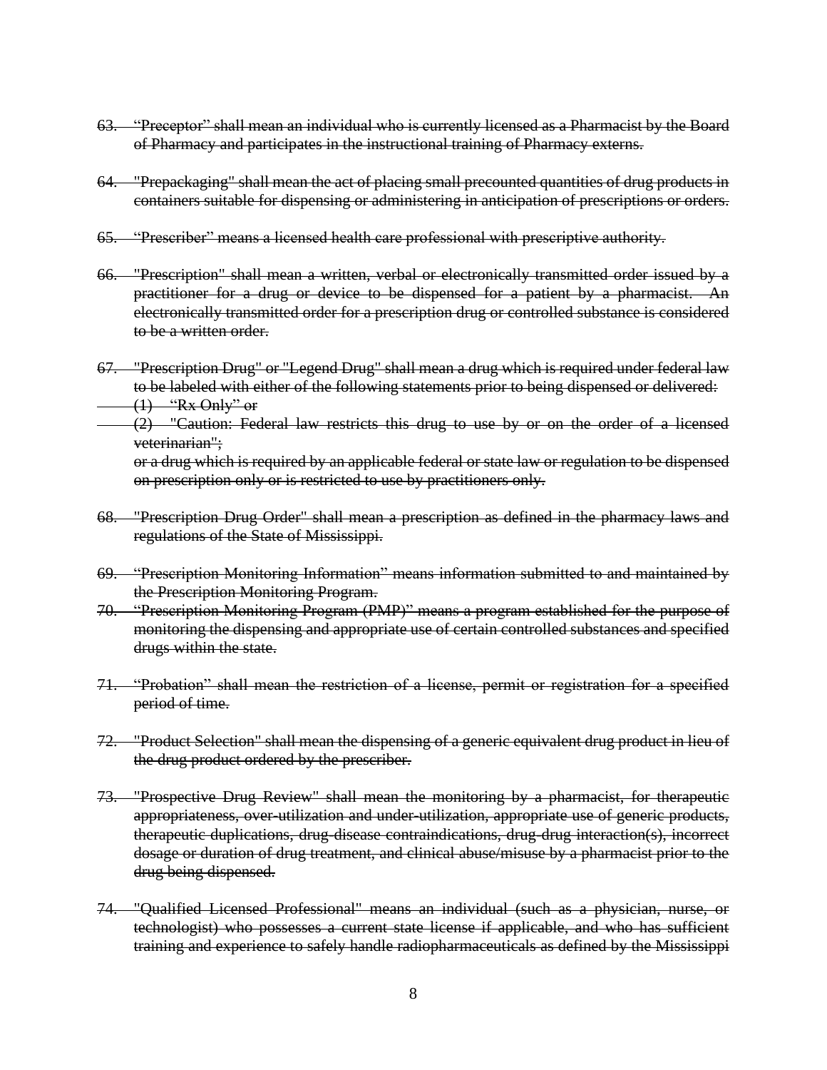~~63. "Preceptor" shall mean an individual who is currently licensed as a Pharmacist by the Board of Pharmacy and participates in the instructional training of Pharmacy externs.~~

~~64. "Prepackaging" shall mean the act of placing small precounted quantities of drug products in containers suitable for dispensing or administering in anticipation of prescriptions or orders.~~

~~65. "Prescriber" means a licensed health care professional with prescriptive authority.~~

~~66. "Prescription" shall mean a written, verbal or electronically transmitted order issued by a practitioner for a drug or device to be dispensed for a patient by a pharmacist. An electronically transmitted order for a prescription drug or controlled substance is considered to be a written order.~~

~~67. "Prescription Drug" or "Legend Drug" shall mean a drug which is required under federal law to be labeled with either of the following statements prior to being dispensed or delivered:~~
~~(1) "Rx Only" or~~
~~(2) "Caution: Federal law restricts this drug to use by or on the order of a licensed veterinarian";~~
~~or a drug which is required by an applicable federal or state law or regulation to be dispensed on prescription only or is restricted to use by practitioners only.~~

~~68. "Prescription Drug Order" shall mean a prescription as defined in the pharmacy laws and regulations of the State of Mississippi.~~

~~69. "Prescription Monitoring Information" means information submitted to and maintained by the Prescription Monitoring Program.~~

~~70. "Prescription Monitoring Program (PMP)" means a program established for the purpose of monitoring the dispensing and appropriate use of certain controlled substances and specified drugs within the state.~~

~~71. "Probation" shall mean the restriction of a license, permit or registration for a specified period of time.~~

~~72. "Product Selection" shall mean the dispensing of a generic equivalent drug product in lieu of the drug product ordered by the prescriber.~~

~~73. "Prospective Drug Review" shall mean the monitoring by a pharmacist, for therapeutic appropriateness, over-utilization and under-utilization, appropriate use of generic products, therapeutic duplications, drug-disease contraindications, drug-drug interaction(s), incorrect dosage or duration of drug treatment, and clinical abuse/misuse by a pharmacist prior to the drug being dispensed.~~

~~74. "Qualified Licensed Professional" means an individual (such as a physician, nurse, or technologist) who possesses a current state license if applicable, and who has sufficient training and experience to safely handle radiopharmaceuticals as defined by the Mississippi~~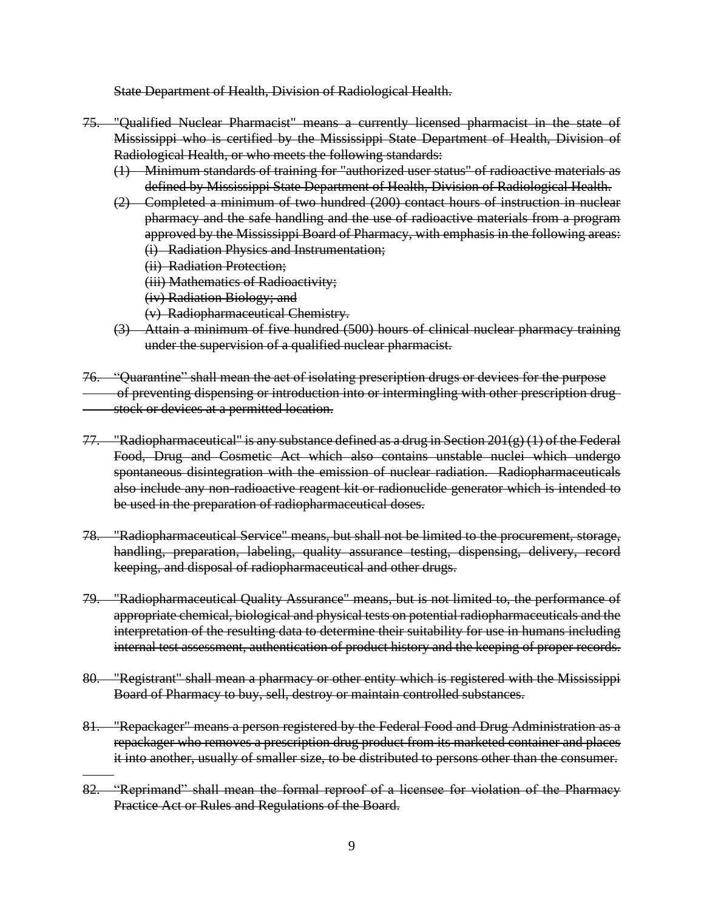~~State Department of Health, Division of Radiological Health.~~

~~75. "Qualified Nuclear Pharmacist" means a currently licensed pharmacist in the state of Mississippi who is certified by the Mississippi State Department of Health, Division of Radiological Health, or who meets the following standards:~~

~~(1) Minimum standards of training for "authorized user status" of radioactive materials as defined by Mississippi State Department of Health, Division of Radiological Health.~~

~~(2) Completed a minimum of two hundred (200) contact hours of instruction in nuclear pharmacy and the safe handling and the use of radioactive materials from a program approved by the Mississippi Board of Pharmacy, with emphasis in the following areas:~~

~~(i) Radiation Physics and Instrumentation;~~

~~(ii) Radiation Protection;~~

~~(iii) Mathematics of Radioactivity;~~

~~(iv) Radiation Biology; and~~

~~(v) Radiopharmaceutical Chemistry.~~

~~(3) Attain a minimum of five hundred (500) hours of clinical nuclear pharmacy training under the supervision of a qualified nuclear pharmacist.~~

~~76. "Quarantine" shall mean the act of isolating prescription drugs or devices for the purpose of preventing dispensing or introduction into or intermingling with other prescription drug stock or devices at a permitted location.~~

~~77. "Radiopharmaceutical" is any substance defined as a drug in Section 201(g) (1) of the Federal Food, Drug and Cosmetic Act which also contains unstable nuclei which undergo spontaneous disintegration with the emission of nuclear radiation. Radiopharmaceuticals also include any non-radioactive reagent kit or radionuclide generator which is intended to be used in the preparation of radiopharmaceutical doses.~~

~~78. "Radiopharmaceutical Service" means, but shall not be limited to the procurement, storage, handling, preparation, labeling, quality assurance testing, dispensing, delivery, record keeping, and disposal of radiopharmaceutical and other drugs.~~

~~79. "Radiopharmaceutical Quality Assurance" means, but is not limited to, the performance of appropriate chemical, biological and physical tests on potential radiopharmaceuticals and the interpretation of the resulting data to determine their suitability for use in humans including internal test assessment, authentication of product history and the keeping of proper records.~~

~~80. "Registrant" shall mean a pharmacy or other entity which is registered with the Mississippi Board of Pharmacy to buy, sell, destroy or maintain controlled substances.~~

~~81. "Repackager" means a person registered by the Federal Food and Drug Administration as a repackager who removes a prescription drug product from its marketed container and places it into another, usually of smaller size, to be distributed to persons other than the consumer.~~

~~82. "Reprimand" shall mean the formal reproof of a licensee for violation of the Pharmacy Practice Act or Rules and Regulations of the Board.~~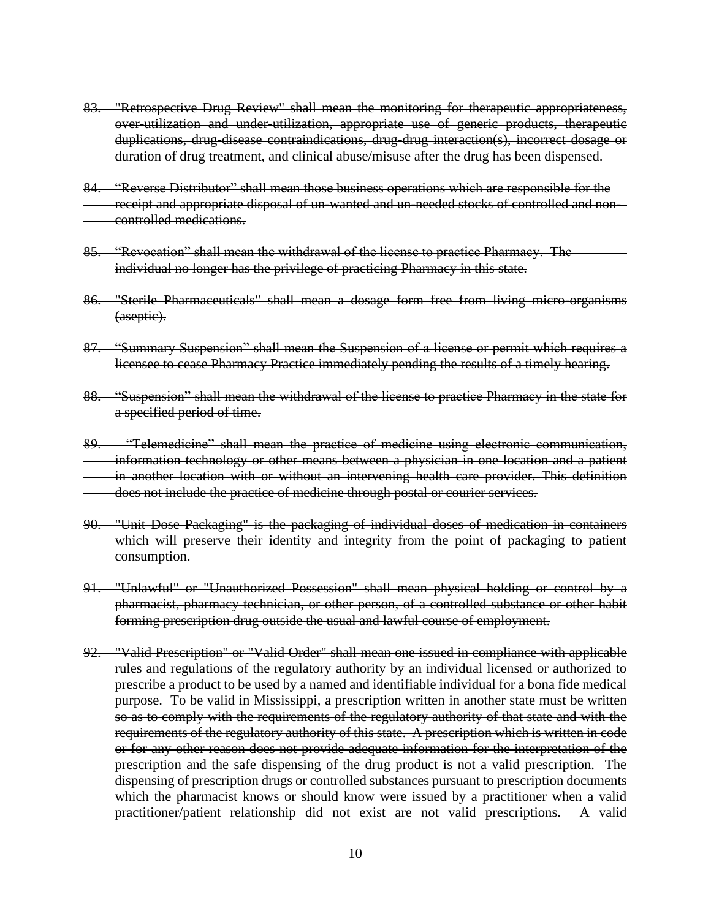~~83. "Retrospective Drug Review" shall mean the monitoring for therapeutic appropriateness, over-utilization and under-utilization, appropriate use of generic products, therapeutic duplications, drug-disease contraindications, drug-drug interaction(s), incorrect dosage or duration of drug treatment, and clinical abuse/misuse after the drug has been dispensed.~~

~~84. "Reverse Distributor" shall mean those business operations which are responsible for the receipt and appropriate disposal of un-wanted and un-needed stocks of controlled and non-controlled medications.~~

~~85. "Revocation" shall mean the withdrawal of the license to practice Pharmacy. The individual no longer has the privilege of practicing Pharmacy in this state.~~

~~86. "Sterile Pharmaceuticals" shall mean a dosage form free from living micro-organisms (aseptic).~~

~~87. "Summary Suspension" shall mean the Suspension of a license or permit which requires a licensee to cease Pharmacy Practice immediately pending the results of a timely hearing.~~

~~88. "Suspension" shall mean the withdrawal of the license to practice Pharmacy in the state for a specified period of time.~~

~~89. "Telemedicine" shall mean the practice of medicine using electronic communication, information technology or other means between a physician in one location and a patient in another location with or without an intervening health care provider. This definition does not include the practice of medicine through postal or courier services.~~

~~90. "Unit Dose Packaging" is the packaging of individual doses of medication in containers which will preserve their identity and integrity from the point of packaging to patient consumption.~~

~~91. "Unlawful" or "Unauthorized Possession" shall mean physical holding or control by a pharmacist, pharmacy technician, or other person, of a controlled substance or other habit forming prescription drug outside the usual and lawful course of employment.~~

~~92. "Valid Prescription" or "Valid Order" shall mean one issued in compliance with applicable rules and regulations of the regulatory authority by an individual licensed or authorized to prescribe a product to be used by a named and identifiable individual for a bona fide medical purpose. To be valid in Mississippi, a prescription written in another state must be written so as to comply with the requirements of the regulatory authority of that state and with the requirements of the regulatory authority of this state. A prescription which is written in code or for any other reason does not provide adequate information for the interpretation of the prescription and the safe dispensing of the drug product is not a valid prescription. The dispensing of prescription drugs or controlled substances pursuant to prescription documents which the pharmacist knows or should know were issued by a practitioner when a valid practitioner/patient relationship did not exist are not valid prescriptions. A valid~~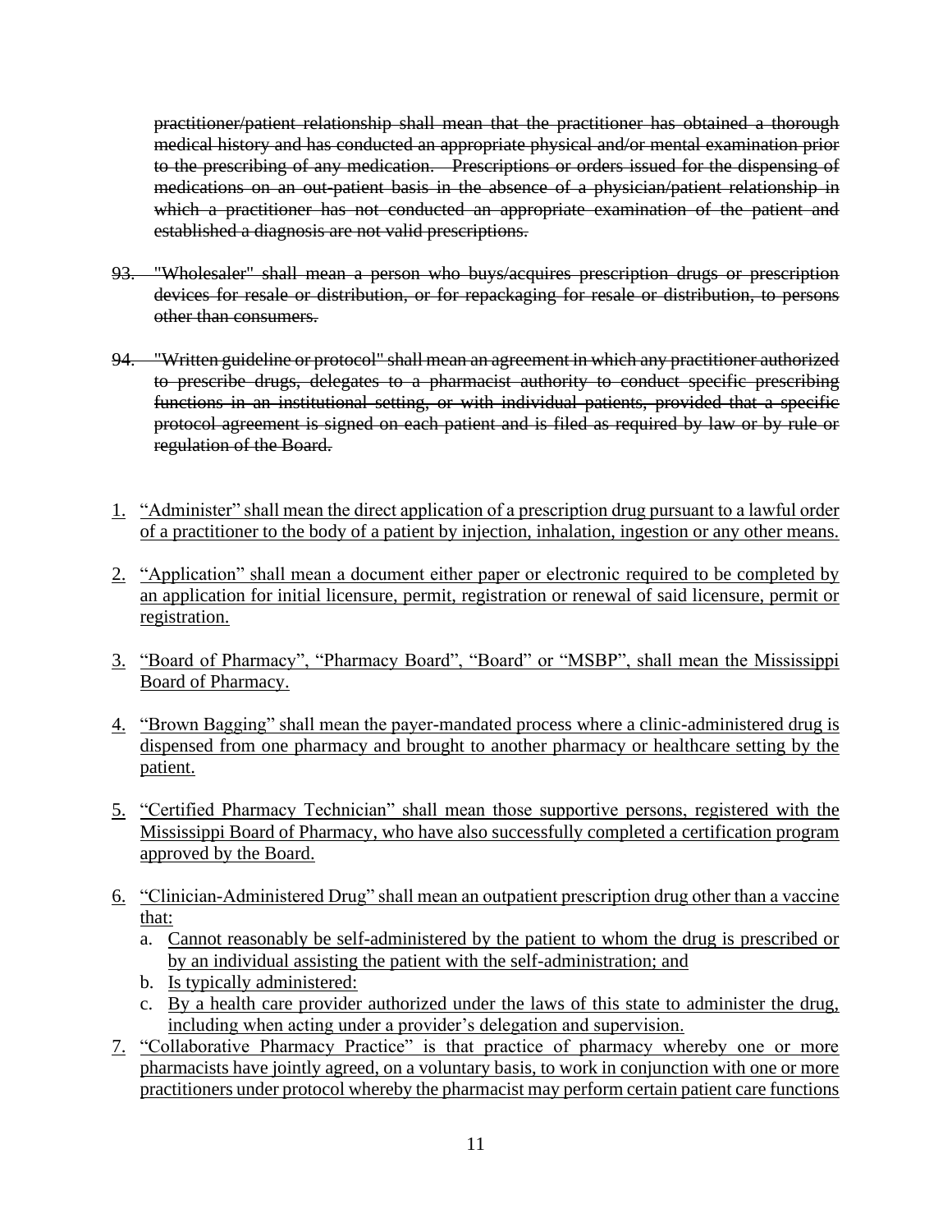~~practitioner/patient relationship shall mean that the practitioner has obtained a thorough medical history and has conducted an appropriate physical and/or mental examination prior to the prescribing of any medication. Prescriptions or orders issued for the dispensing of medications on an out-patient basis in the absence of a physician/patient relationship in which a practitioner has not conducted an appropriate examination of the patient and established a diagnosis are not valid prescriptions.~~

~~93. "Wholesaler" shall mean a person who buys/acquires prescription drugs or prescription devices for resale or distribution, or for repackaging for resale or distribution, to persons other than consumers.~~

~~94. "Written guideline or protocol" shall mean an agreement in which any practitioner authorized to prescribe drugs, delegates to a pharmacist authority to conduct specific prescribing functions in an institutional setting, or with individual patients, provided that a specific protocol agreement is signed on each patient and is filed as required by law or by rule or regulation of the Board.~~

1. <u>"Administer" shall mean the direct application of a prescription drug pursuant to a lawful order of a practitioner to the body of a patient by injection, inhalation, ingestion or any other means.</u>

2. <u>"Application" shall mean a document either paper or electronic required to be completed by an application for initial licensure, permit, registration or renewal of said licensure, permit or registration.</u>

3. <u>"Board of Pharmacy", "Pharmacy Board", "Board" or "MSBP", shall mean the Mississippi Board of Pharmacy.</u>

4. <u>"Brown Bagging" shall mean the payer-mandated process where a clinic-administered drug is dispensed from one pharmacy and brought to another pharmacy or healthcare setting by the patient.</u>

5. <u>"Certified Pharmacy Technician" shall mean those supportive persons, registered with the Mississippi Board of Pharmacy, who have also successfully completed a certification program approved by the Board.</u>

6. <u>"Clinician-Administered Drug" shall mean an outpatient prescription drug other than a vaccine that:</u>
   a. <u>Cannot reasonably be self-administered by the patient to whom the drug is prescribed or by an individual assisting the patient with the self-administration; and</u>
   b. <u>Is typically administered:</u>
   c. <u>By a health care provider authorized under the laws of this state to administer the drug, including when acting under a provider's delegation and supervision.</u>

7. <u>"Collaborative Pharmacy Practice" is that practice of pharmacy whereby one or more pharmacists have jointly agreed, on a voluntary basis, to work in conjunction with one or more practitioners under protocol whereby the pharmacist may perform certain patient care functions</u>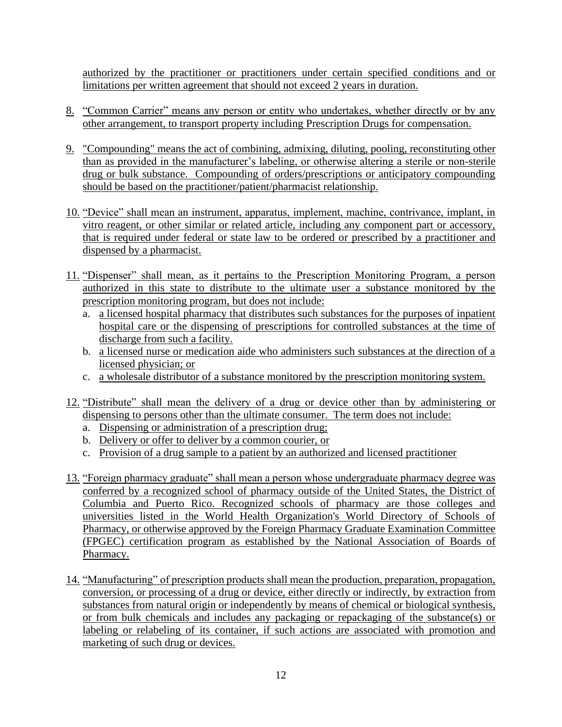authorized by the practitioner or practitioners under certain specified conditions and or limitations per written agreement that should not exceed 2 years in duration.

8. "Common Carrier" means any person or entity who undertakes, whether directly or by any other arrangement, to transport property including Prescription Drugs for compensation.

9. "Compounding" means the act of combining, admixing, diluting, pooling, reconstituting other than as provided in the manufacturer's labeling, or otherwise altering a sterile or non-sterile drug or bulk substance. Compounding of orders/prescriptions or anticipatory compounding should be based on the practitioner/patient/pharmacist relationship.

10. "Device" shall mean an instrument, apparatus, implement, machine, contrivance, implant, in vitro reagent, or other similar or related article, including any component part or accessory, that is required under federal or state law to be ordered or prescribed by a practitioner and dispensed by a pharmacist.

11. "Dispenser" shall mean, as it pertains to the Prescription Monitoring Program, a person authorized in this state to distribute to the ultimate user a substance monitored by the prescription monitoring program, but does not include:
    a. a licensed hospital pharmacy that distributes such substances for the purposes of inpatient hospital care or the dispensing of prescriptions for controlled substances at the time of discharge from such a facility.
    b. a licensed nurse or medication aide who administers such substances at the direction of a licensed physician; or
    c. a wholesale distributor of a substance monitored by the prescription monitoring system.

12. "Distribute" shall mean the delivery of a drug or device other than by administering or dispensing to persons other than the ultimate consumer. The term does not include:
    a. Dispensing or administration of a prescription drug;
    b. Delivery or offer to deliver by a common courier, or
    c. Provision of a drug sample to a patient by an authorized and licensed practitioner

13. "Foreign pharmacy graduate" shall mean a person whose undergraduate pharmacy degree was conferred by a recognized school of pharmacy outside of the United States, the District of Columbia and Puerto Rico. Recognized schools of pharmacy are those colleges and universities listed in the World Health Organization's World Directory of Schools of Pharmacy, or otherwise approved by the Foreign Pharmacy Graduate Examination Committee (FPGEC) certification program as established by the National Association of Boards of Pharmacy.

14. "Manufacturing" of prescription products shall mean the production, preparation, propagation, conversion, or processing of a drug or device, either directly or indirectly, by extraction from substances from natural origin or independently by means of chemical or biological synthesis, or from bulk chemicals and includes any packaging or repackaging of the substance(s) or labeling or relabeling of its container, if such actions are associated with promotion and marketing of such drug or devices.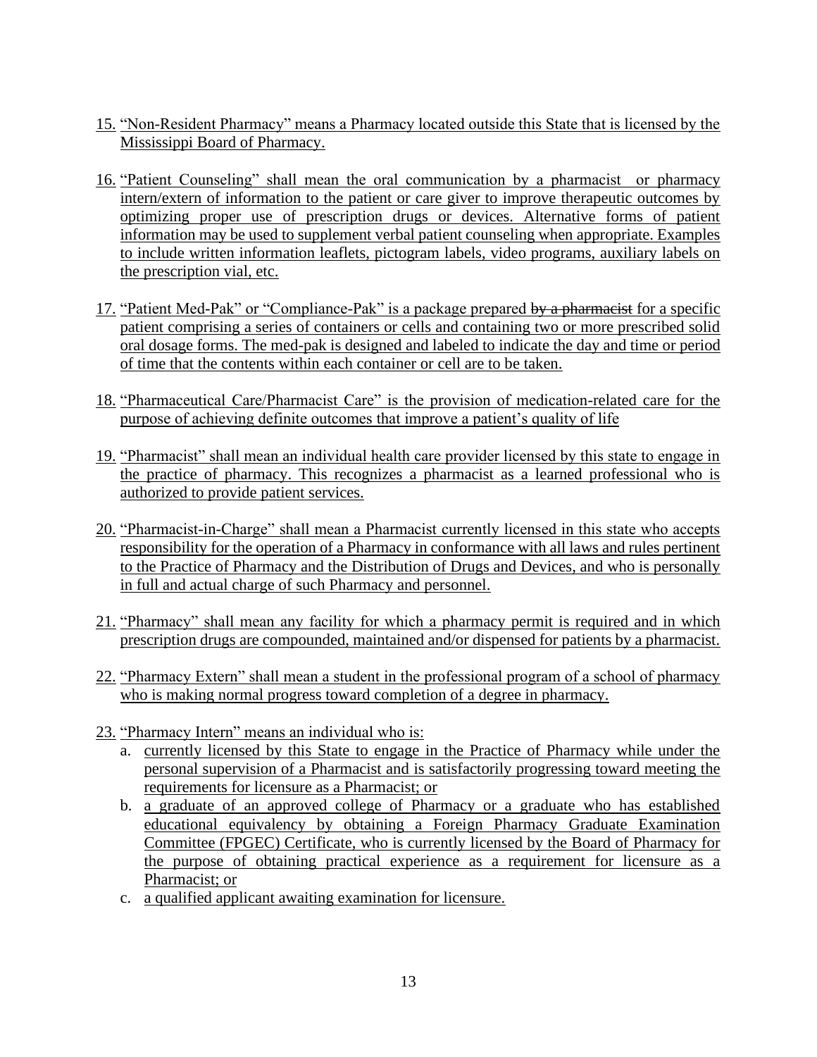15. "Non-Resident Pharmacy" means a Pharmacy located outside this State that is licensed by the Mississippi Board of Pharmacy.

16. "Patient Counseling" shall mean the oral communication by a pharmacist or pharmacy intern/extern of information to the patient or care giver to improve therapeutic outcomes by optimizing proper use of prescription drugs or devices. Alternative forms of patient information may be used to supplement verbal patient counseling when appropriate. Examples to include written information leaflets, pictogram labels, video programs, auxiliary labels on the prescription vial, etc.

17. "Patient Med-Pak" or "Compliance-Pak" is a package prepared ~~by a pharmacist~~ for a specific patient comprising a series of containers or cells and containing two or more prescribed solid oral dosage forms. The med-pak is designed and labeled to indicate the day and time or period of time that the contents within each container or cell are to be taken.

18. "Pharmaceutical Care/Pharmacist Care" is the provision of medication-related care for the purpose of achieving definite outcomes that improve a patient's quality of life

19. "Pharmacist" shall mean an individual health care provider licensed by this state to engage in the practice of pharmacy. This recognizes a pharmacist as a learned professional who is authorized to provide patient services.

20. "Pharmacist-in-Charge" shall mean a Pharmacist currently licensed in this state who accepts responsibility for the operation of a Pharmacy in conformance with all laws and rules pertinent to the Practice of Pharmacy and the Distribution of Drugs and Devices, and who is personally in full and actual charge of such Pharmacy and personnel.

21. "Pharmacy" shall mean any facility for which a pharmacy permit is required and in which prescription drugs are compounded, maintained and/or dispensed for patients by a pharmacist.

22. "Pharmacy Extern" shall mean a student in the professional program of a school of pharmacy who is making normal progress toward completion of a degree in pharmacy.

23. "Pharmacy Intern" means an individual who is:
    a. currently licensed by this State to engage in the Practice of Pharmacy while under the personal supervision of a Pharmacist and is satisfactorily progressing toward meeting the requirements for licensure as a Pharmacist; or
    b. a graduate of an approved college of Pharmacy or a graduate who has established educational equivalency by obtaining a Foreign Pharmacy Graduate Examination Committee (FPGEC) Certificate, who is currently licensed by the Board of Pharmacy for the purpose of obtaining practical experience as a requirement for licensure as a Pharmacist; or
    c. a qualified applicant awaiting examination for licensure.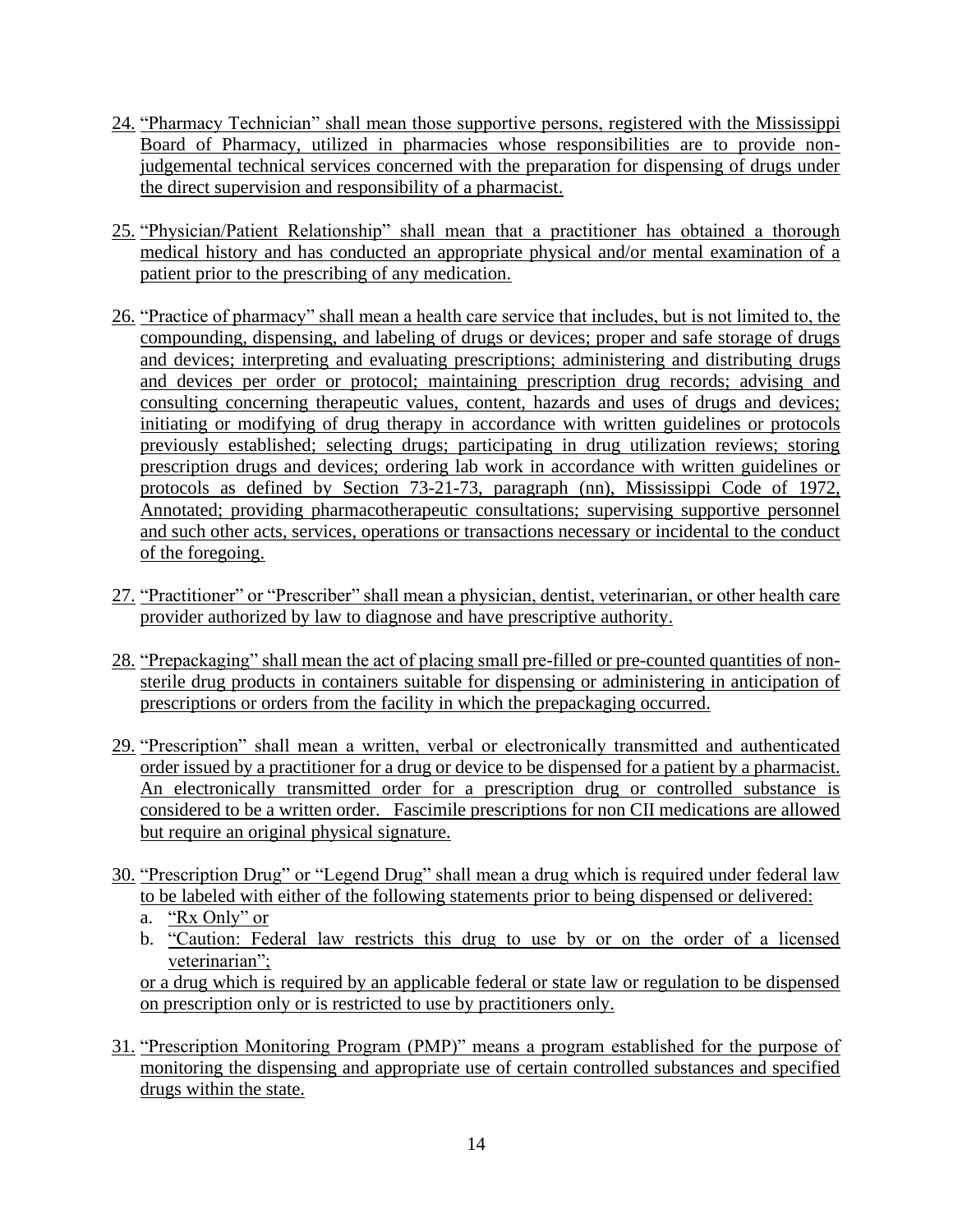24. "Pharmacy Technician" shall mean those supportive persons, registered with the Mississippi Board of Pharmacy, utilized in pharmacies whose responsibilities are to provide non-judgemental technical services concerned with the preparation for dispensing of drugs under the direct supervision and responsibility of a pharmacist.

25. "Physician/Patient Relationship" shall mean that a practitioner has obtained a thorough medical history and has conducted an appropriate physical and/or mental examination of a patient prior to the prescribing of any medication.

26. "Practice of pharmacy" shall mean a health care service that includes, but is not limited to, the compounding, dispensing, and labeling of drugs or devices; proper and safe storage of drugs and devices; interpreting and evaluating prescriptions; administering and distributing drugs and devices per order or protocol; maintaining prescription drug records; advising and consulting concerning therapeutic values, content, hazards and uses of drugs and devices; initiating or modifying of drug therapy in accordance with written guidelines or protocols previously established; selecting drugs; participating in drug utilization reviews; storing prescription drugs and devices; ordering lab work in accordance with written guidelines or protocols as defined by Section 73-21-73, paragraph (nn), Mississippi Code of 1972, Annotated; providing pharmacotherapeutic consultations; supervising supportive personnel and such other acts, services, operations or transactions necessary or incidental to the conduct of the foregoing.

27. "Practitioner" or "Prescriber" shall mean a physician, dentist, veterinarian, or other health care provider authorized by law to diagnose and have prescriptive authority.

28. "Prepackaging" shall mean the act of placing small pre-filled or pre-counted quantities of non-sterile drug products in containers suitable for dispensing or administering in anticipation of prescriptions or orders from the facility in which the prepackaging occurred.

29. "Prescription" shall mean a written, verbal or electronically transmitted and authenticated order issued by a practitioner for a drug or device to be dispensed for a patient by a pharmacist. An electronically transmitted order for a prescription drug or controlled substance is considered to be a written order. Fascimile prescriptions for non CII medications are allowed but require an original physical signature.

30. "Prescription Drug" or "Legend Drug" shall mean a drug which is required under federal law to be labeled with either of the following statements prior to being dispensed or delivered:
    a. "Rx Only" or
    b. "Caution: Federal law restricts this drug to use by or on the order of a licensed veterinarian";

    or a drug which is required by an applicable federal or state law or regulation to be dispensed on prescription only or is restricted to use by practitioners only.

31. "Prescription Monitoring Program (PMP)" means a program established for the purpose of monitoring the dispensing and appropriate use of certain controlled substances and specified drugs within the state.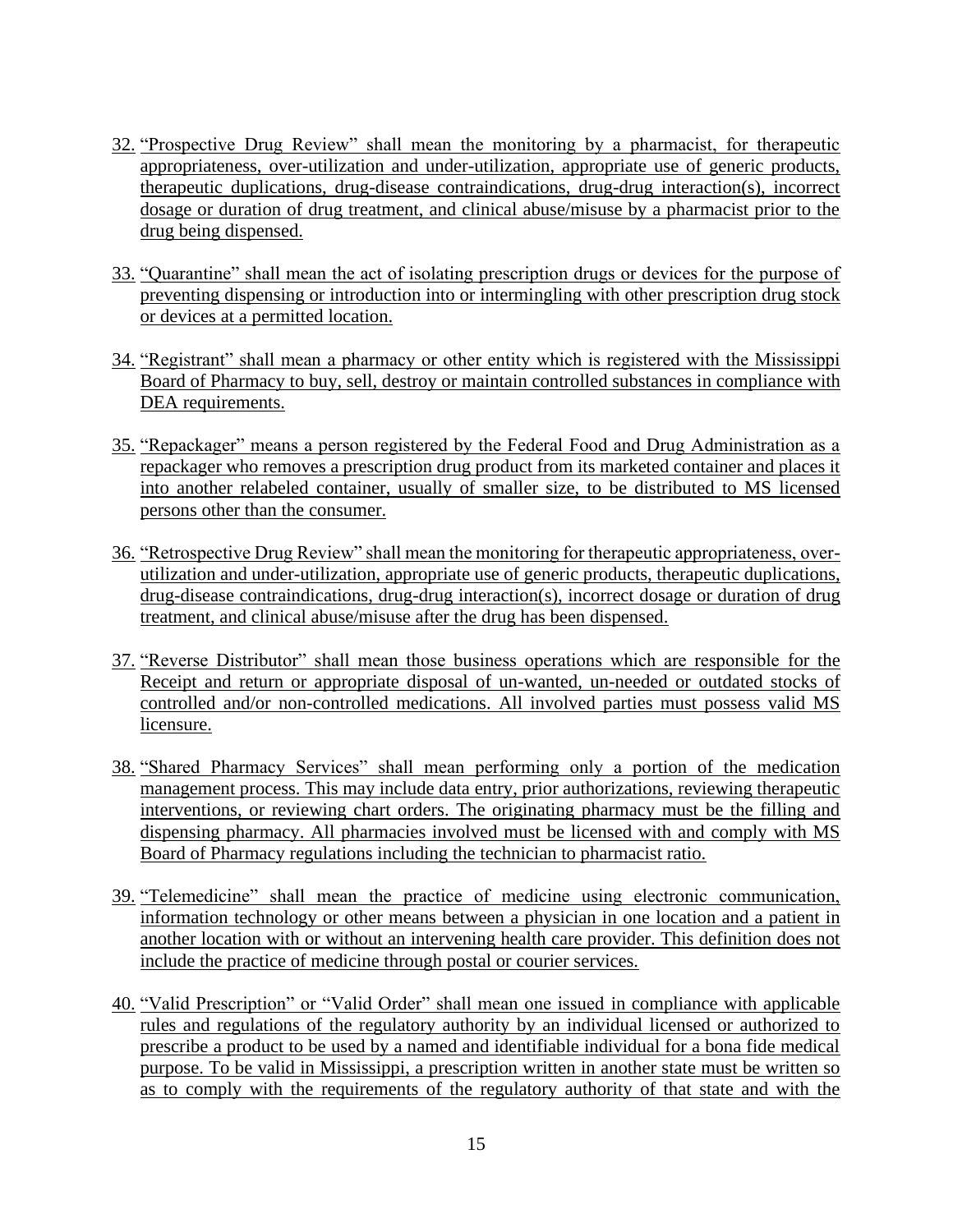32. "Prospective Drug Review" shall mean the monitoring by a pharmacist, for therapeutic appropriateness, over-utilization and under-utilization, appropriate use of generic products, therapeutic duplications, drug-disease contraindications, drug-drug interaction(s), incorrect dosage or duration of drug treatment, and clinical abuse/misuse by a pharmacist prior to the drug being dispensed.

33. "Quarantine" shall mean the act of isolating prescription drugs or devices for the purpose of preventing dispensing or introduction into or intermingling with other prescription drug stock or devices at a permitted location.

34. "Registrant" shall mean a pharmacy or other entity which is registered with the Mississippi Board of Pharmacy to buy, sell, destroy or maintain controlled substances in compliance with DEA requirements.

35. "Repackager" means a person registered by the Federal Food and Drug Administration as a repackager who removes a prescription drug product from its marketed container and places it into another relabeled container, usually of smaller size, to be distributed to MS licensed persons other than the consumer.

36. "Retrospective Drug Review" shall mean the monitoring for therapeutic appropriateness, over-utilization and under-utilization, appropriate use of generic products, therapeutic duplications, drug-disease contraindications, drug-drug interaction(s), incorrect dosage or duration of drug treatment, and clinical abuse/misuse after the drug has been dispensed.

37. "Reverse Distributor" shall mean those business operations which are responsible for the Receipt and return or appropriate disposal of un-wanted, un-needed or outdated stocks of controlled and/or non-controlled medications. All involved parties must possess valid MS licensure.

38. "Shared Pharmacy Services" shall mean performing only a portion of the medication management process. This may include data entry, prior authorizations, reviewing therapeutic interventions, or reviewing chart orders. The originating pharmacy must be the filling and dispensing pharmacy. All pharmacies involved must be licensed with and comply with MS Board of Pharmacy regulations including the technician to pharmacist ratio.

39. "Telemedicine" shall mean the practice of medicine using electronic communication, information technology or other means between a physician in one location and a patient in another location with or without an intervening health care provider. This definition does not include the practice of medicine through postal or courier services.

40. "Valid Prescription" or "Valid Order" shall mean one issued in compliance with applicable rules and regulations of the regulatory authority by an individual licensed or authorized to prescribe a product to be used by a named and identifiable individual for a bona fide medical purpose. To be valid in Mississippi, a prescription written in another state must be written so as to comply with the requirements of the regulatory authority of that state and with the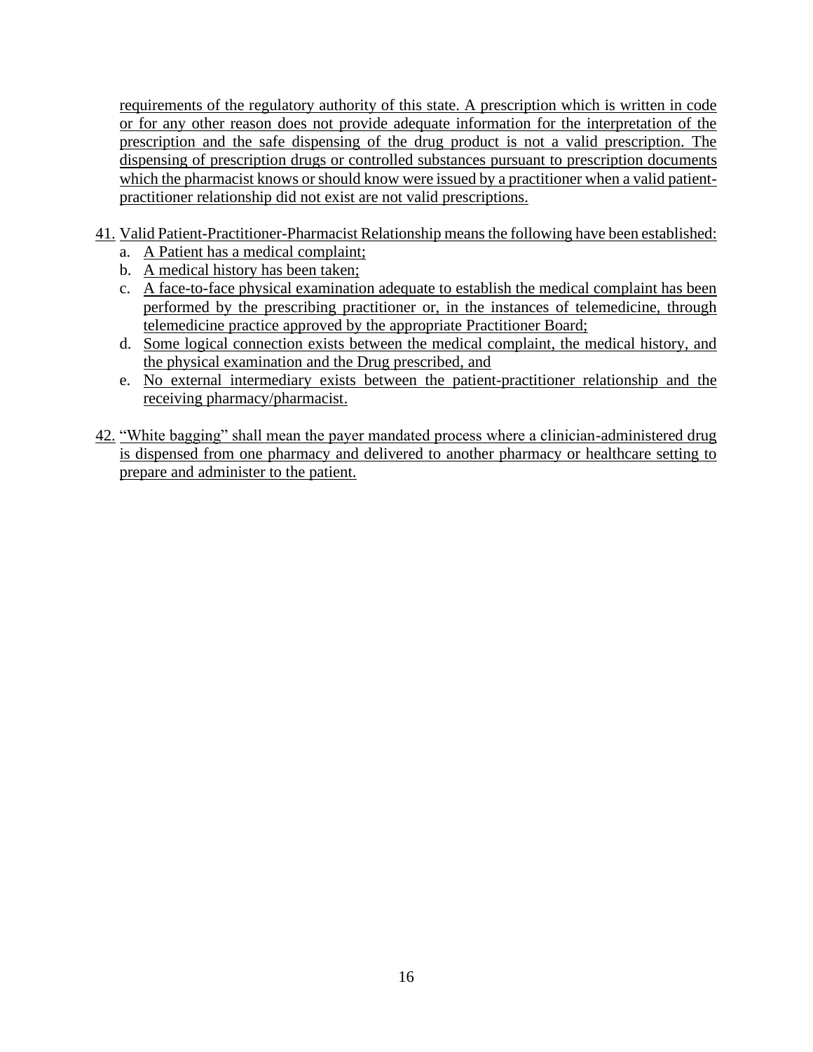requirements of the regulatory authority of this state. A prescription which is written in code or for any other reason does not provide adequate information for the interpretation of the prescription and the safe dispensing of the drug product is not a valid prescription. The dispensing of prescription drugs or controlled substances pursuant to prescription documents which the pharmacist knows or should know were issued by a practitioner when a valid patient-practitioner relationship did not exist are not valid prescriptions.

41. Valid Patient-Practitioner-Pharmacist Relationship means the following have been established:
    a. A Patient has a medical complaint;
    b. A medical history has been taken;
    c. A face-to-face physical examination adequate to establish the medical complaint has been performed by the prescribing practitioner or, in the instances of telemedicine, through telemedicine practice approved by the appropriate Practitioner Board;
    d. Some logical connection exists between the medical complaint, the medical history, and the physical examination and the Drug prescribed, and
    e. No external intermediary exists between the patient-practitioner relationship and the receiving pharmacy/pharmacist.

42. "White bagging" shall mean the payer mandated process where a clinician-administered drug is dispensed from one pharmacy and delivered to another pharmacy or healthcare setting to prepare and administer to the patient.